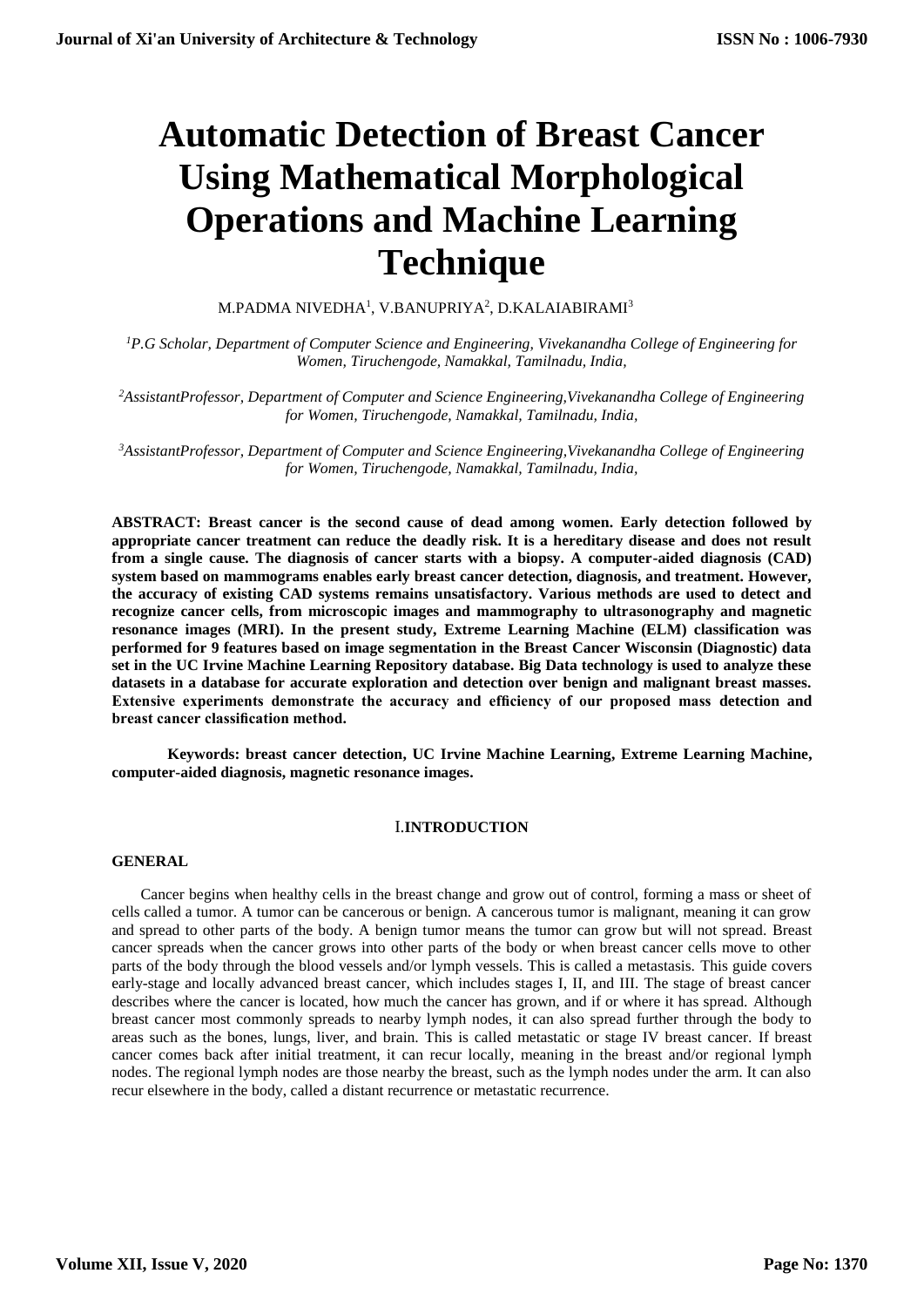# Automatic Detection of Breast Cancer Using Mathematical Morphological Operations and Machine Learning Technique

M.PADMA NIVEDHA[1], V.BANUPRIYA[2], D.KALAIABIRAMI[3]

*[1]P.G Scholar, Department of Computer Science and Engineering, Vivekanandha College of Engineering for Women, Tiruchengode, Namakkal, Tamilnadu, India,*

*[2]AssistantProfessor, Department of Computer and Science Engineering,Vivekanandha College of Engineering for Women, Tiruchengode, Namakkal, Tamilnadu, India,*

*[3]AssistantProfessor, Department of Computer and Science Engineering,Vivekanandha College of Engineering for Women, Tiruchengode, Namakkal, Tamilnadu, India,*

**ABSTRACT: Breast cancer is the second cause of dead among women. Early detection followed by appropriate cancer treatment can reduce the deadly risk. It is a hereditary disease and does not result from a single cause. The diagnosis of cancer starts with a biopsy. A computer-aided diagnosis (CAD) system based on mammograms enables early breast cancer detection, diagnosis, and treatment. However, the accuracy of existing CAD systems remains unsatisfactory. Various methods are used to detect and recognize cancer cells, from microscopic images and mammography to ultrasonography and magnetic resonance images (MRI). In the present study, Extreme Learning Machine (ELM) classification was performed for 9 features based on image segmentation in the Breast Cancer Wisconsin (Diagnostic) data set in the UC Irvine Machine Learning Repository database. Big Data technology is used to analyze these datasets in a database for accurate exploration and detection over benign and malignant breast masses. Extensive experiments demonstrate the accuracy and efficiency of our proposed mass detection and breast cancer classification method.**

**Keywords: breast cancer detection, UC Irvine Machine Learning, Extreme Learning Machine, computer-aided diagnosis, magnetic resonance images.**

## I.INTRODUCTION

### GENERAL

Cancer begins when healthy cells in the breast change and grow out of control, forming a mass or sheet of cells called a tumor. A tumor can be cancerous or benign. A cancerous tumor is malignant, meaning it can grow and spread to other parts of the body. A benign tumor means the tumor can grow but will not spread. Breast cancer spreads when the cancer grows into other parts of the body or when breast cancer cells move to other parts of the body through the blood vessels and/or lymph vessels. This is called a metastasis. This guide covers early-stage and locally advanced breast cancer, which includes stages I, II, and III. The stage of breast cancer describes where the cancer is located, how much the cancer has grown, and if or where it has spread. Although breast cancer most commonly spreads to nearby lymph nodes, it can also spread further through the body to areas such as the bones, lungs, liver, and brain. This is called metastatic or stage IV breast cancer. If breast cancer comes back after initial treatment, it can recur locally, meaning in the breast and/or regional lymph nodes. The regional lymph nodes are those nearby the breast, such as the lymph nodes under the arm. It can also recur elsewhere in the body, called a distant recurrence or metastatic recurrence.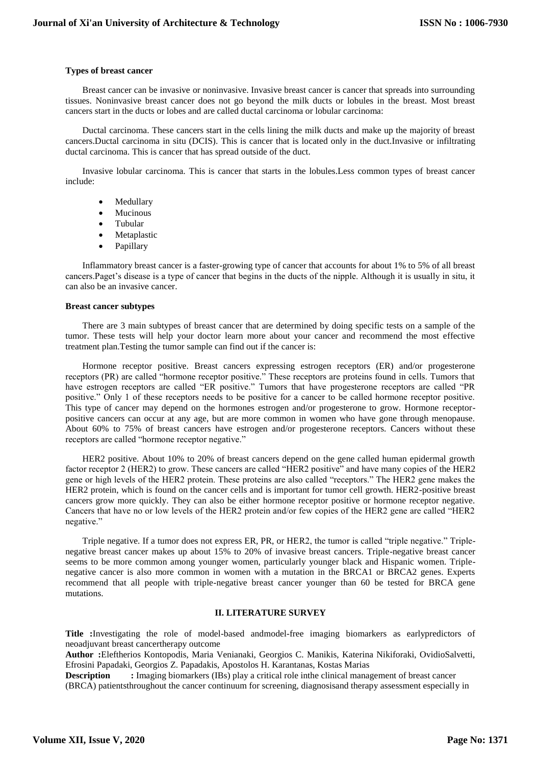**Types of breast cancer**

Breast cancer can be invasive or noninvasive. Invasive breast cancer is cancer that spreads into surrounding tissues. Noninvasive breast cancer does not go beyond the milk ducts or lobules in the breast. Most breast cancers start in the ducts or lobes and are called ductal carcinoma or lobular carcinoma:

Ductal carcinoma. These cancers start in the cells lining the milk ducts and make up the majority of breast cancers.Ductal carcinoma in situ (DCIS). This is cancer that is located only in the duct.Invasive or infiltrating ductal carcinoma. This is cancer that has spread outside of the duct.

Invasive lobular carcinoma. This is cancer that starts in the lobules.Less common types of breast cancer include:

- Medullary
- Mucinous
- Tubular
- Metaplastic
- Papillary

Inflammatory breast cancer is a faster-growing type of cancer that accounts for about 1% to 5% of all breast cancers.Paget's disease is a type of cancer that begins in the ducts of the nipple. Although it is usually in situ, it can also be an invasive cancer.

**Breast cancer subtypes**

There are 3 main subtypes of breast cancer that are determined by doing specific tests on a sample of the tumor. These tests will help your doctor learn more about your cancer and recommend the most effective treatment plan.Testing the tumor sample can find out if the cancer is:

Hormone receptor positive. Breast cancers expressing estrogen receptors (ER) and/or progesterone receptors (PR) are called "hormone receptor positive." These receptors are proteins found in cells. Tumors that have estrogen receptors are called "ER positive." Tumors that have progesterone receptors are called "PR positive." Only 1 of these receptors needs to be positive for a cancer to be called hormone receptor positive. This type of cancer may depend on the hormones estrogen and/or progesterone to grow. Hormone receptor-positive cancers can occur at any age, but are more common in women who have gone through menopause. About 60% to 75% of breast cancers have estrogen and/or progesterone receptors. Cancers without these receptors are called "hormone receptor negative."

HER2 positive. About 10% to 20% of breast cancers depend on the gene called human epidermal growth factor receptor 2 (HER2) to grow. These cancers are called "HER2 positive" and have many copies of the HER2 gene or high levels of the HER2 protein. These proteins are also called "receptors." The HER2 gene makes the HER2 protein, which is found on the cancer cells and is important for tumor cell growth. HER2-positive breast cancers grow more quickly. They can also be either hormone receptor positive or hormone receptor negative. Cancers that have no or low levels of the HER2 protein and/or few copies of the HER2 gene are called "HER2 negative."

Triple negative. If a tumor does not express ER, PR, or HER2, the tumor is called "triple negative." Triple-negative breast cancer makes up about 15% to 20% of invasive breast cancers. Triple-negative breast cancer seems to be more common among younger women, particularly younger black and Hispanic women. Triple-negative cancer is also more common in women with a mutation in the BRCA1 or BRCA2 genes. Experts recommend that all people with triple-negative breast cancer younger than 60 be tested for BRCA gene mutations.

## II. LITERATURE SURVEY

**Title :**Investigating the role of model-based andmodel-free imaging biomarkers as earlypredictors of neoadjuvant breast cancertherapy outcome

**Author :**Eleftherios Kontopodis, Maria Venianaki, Georgios C. Manikis, Katerina Nikiforaki, OvidioSalvetti, Efrosini Papadaki, Georgios Z. Papadakis, Apostolos H. Karantanas, Kostas Marias

**Description :** Imaging biomarkers (IBs) play a critical role inthe clinical management of breast cancer (BRCA) patientsthroughout the cancer continuum for screening, diagnosisand therapy assessment especially in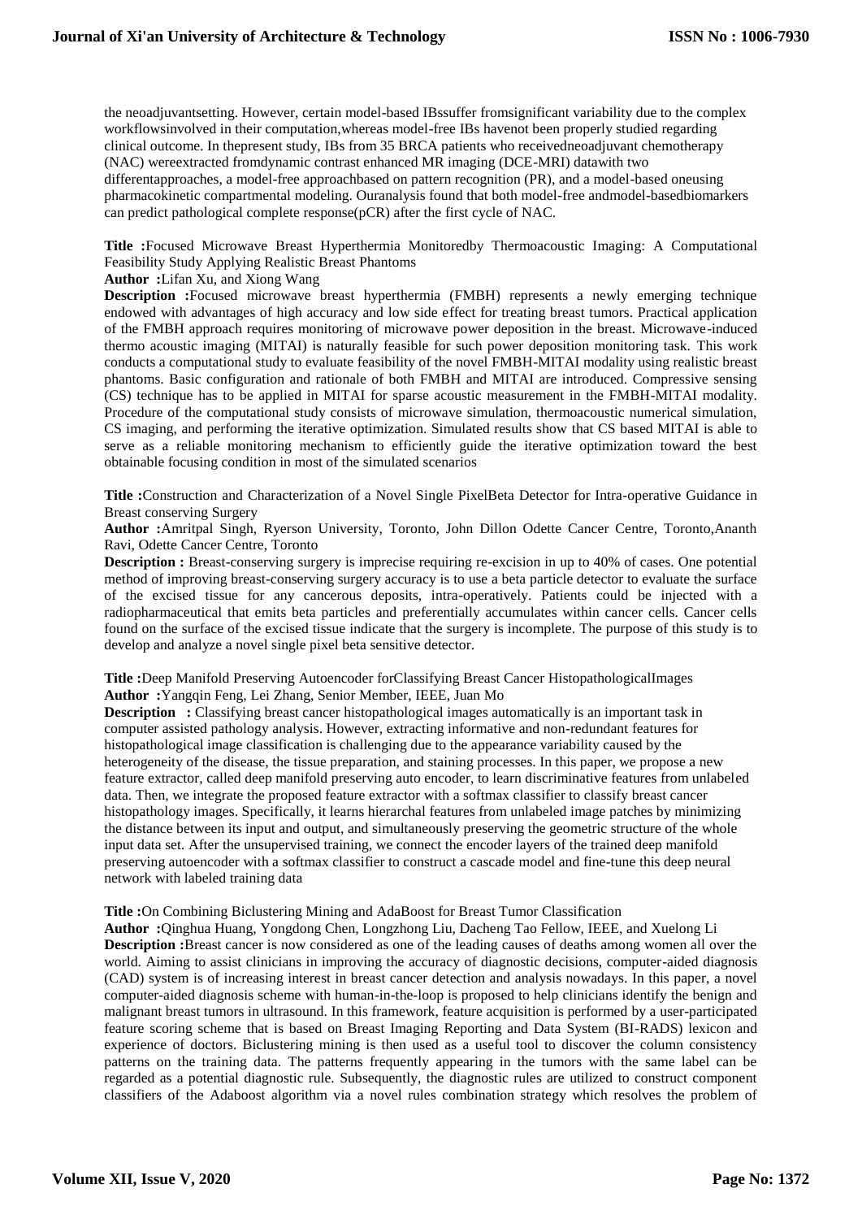the neoadjuvantsetting. However, certain model-based IBssuffer fromsignificant variability due to the complex workflowsinvolved in their computation,whereas model-free IBs havenot been properly studied regarding clinical outcome. In thepresent study, IBs from 35 BRCA patients who receivedneoadjuvant chemotherapy (NAC) wereextracted fromdynamic contrast enhanced MR imaging (DCE-MRI) datawith two differentapproaches, a model-free approachbased on pattern recognition (PR), and a model-based oneusing pharmacokinetic compartmental modeling. Ouranalysis found that both model-free andmodel-basedbiomarkers can predict pathological complete response(pCR) after the first cycle of NAC.

**Title :**Focused Microwave Breast Hyperthermia Monitoredby Thermoacoustic Imaging: A Computational Feasibility Study Applying Realistic Breast Phantoms

**Author :**Lifan Xu, and Xiong Wang

**Description :**Focused microwave breast hyperthermia (FMBH) represents a newly emerging technique endowed with advantages of high accuracy and low side effect for treating breast tumors. Practical application of the FMBH approach requires monitoring of microwave power deposition in the breast. Microwave-induced thermo acoustic imaging (MITAI) is naturally feasible for such power deposition monitoring task. This work conducts a computational study to evaluate feasibility of the novel FMBH-MITAI modality using realistic breast phantoms. Basic configuration and rationale of both FMBH and MITAI are introduced. Compressive sensing (CS) technique has to be applied in MITAI for sparse acoustic measurement in the FMBH-MITAI modality. Procedure of the computational study consists of microwave simulation, thermoacoustic numerical simulation, CS imaging, and performing the iterative optimization. Simulated results show that CS based MITAI is able to serve as a reliable monitoring mechanism to efficiently guide the iterative optimization toward the best obtainable focusing condition in most of the simulated scenarios

**Title :**Construction and Characterization of a Novel Single PixelBeta Detector for Intra-operative Guidance in Breast conserving Surgery

**Author :**Amritpal Singh, Ryerson University, Toronto, John Dillon Odette Cancer Centre, Toronto,Ananth Ravi, Odette Cancer Centre, Toronto

**Description :** Breast-conserving surgery is imprecise requiring re-excision in up to 40% of cases. One potential method of improving breast-conserving surgery accuracy is to use a beta particle detector to evaluate the surface of the excised tissue for any cancerous deposits, intra-operatively. Patients could be injected with a radiopharmaceutical that emits beta particles and preferentially accumulates within cancer cells. Cancer cells found on the surface of the excised tissue indicate that the surgery is incomplete. The purpose of this study is to develop and analyze a novel single pixel beta sensitive detector.

**Title :**Deep Manifold Preserving Autoencoder forClassifying Breast Cancer HistopathologicalImages

**Author :**Yangqin Feng, Lei Zhang, Senior Member, IEEE, Juan Mo

**Description :** Classifying breast cancer histopathological images automatically is an important task in computer assisted pathology analysis. However, extracting informative and non-redundant features for histopathological image classification is challenging due to the appearance variability caused by the heterogeneity of the disease, the tissue preparation, and staining processes. In this paper, we propose a new feature extractor, called deep manifold preserving auto encoder, to learn discriminative features from unlabeled data. Then, we integrate the proposed feature extractor with a softmax classifier to classify breast cancer histopathology images. Specifically, it learns hierarchal features from unlabeled image patches by minimizing the distance between its input and output, and simultaneously preserving the geometric structure of the whole input data set. After the unsupervised training, we connect the encoder layers of the trained deep manifold preserving autoencoder with a softmax classifier to construct a cascade model and fine-tune this deep neural network with labeled training data

**Title :**On Combining Biclustering Mining and AdaBoost for Breast Tumor Classification

**Author :**Qinghua Huang, Yongdong Chen, Longzhong Liu, Dacheng Tao Fellow, IEEE, and Xuelong Li

**Description :**Breast cancer is now considered as one of the leading causes of deaths among women all over the world. Aiming to assist clinicians in improving the accuracy of diagnostic decisions, computer-aided diagnosis (CAD) system is of increasing interest in breast cancer detection and analysis nowadays. In this paper, a novel computer-aided diagnosis scheme with human-in-the-loop is proposed to help clinicians identify the benign and malignant breast tumors in ultrasound. In this framework, feature acquisition is performed by a user-participated feature scoring scheme that is based on Breast Imaging Reporting and Data System (BI-RADS) lexicon and experience of doctors. Biclustering mining is then used as a useful tool to discover the column consistency patterns on the training data. The patterns frequently appearing in the tumors with the same label can be regarded as a potential diagnostic rule. Subsequently, the diagnostic rules are utilized to construct component classifiers of the Adaboost algorithm via a novel rules combination strategy which resolves the problem of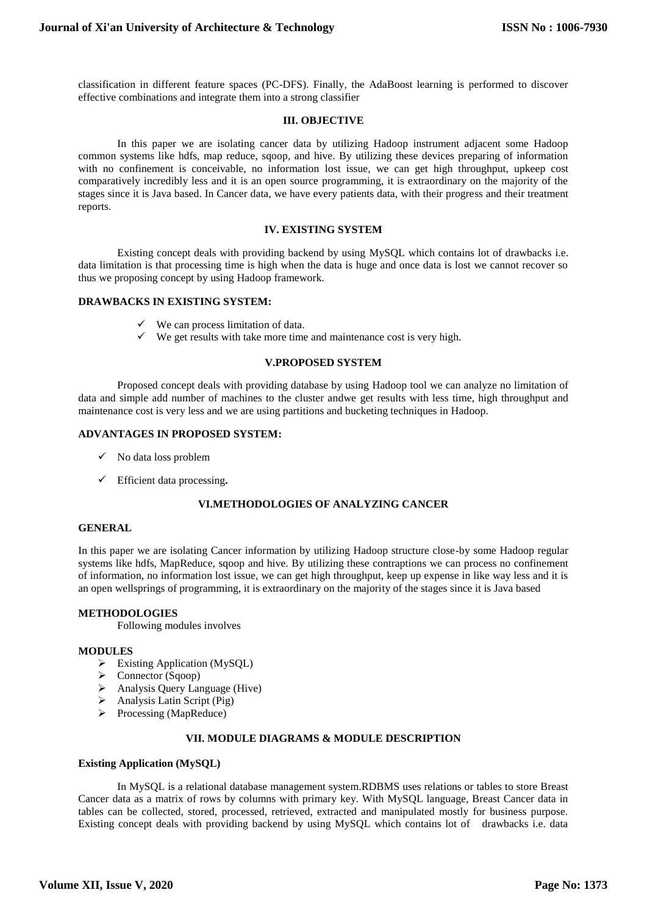classification in different feature spaces (PC-DFS). Finally, the AdaBoost learning is performed to discover effective combinations and integrate them into a strong classifier

## III. OBJECTIVE

In this paper we are isolating cancer data by utilizing Hadoop instrument adjacent some Hadoop common systems like hdfs, map reduce, sqoop, and hive. By utilizing these devices preparing of information with no confinement is conceivable, no information lost issue, we can get high throughput, upkeep cost comparatively incredibly less and it is an open source programming, it is extraordinary on the majority of the stages since it is Java based. In Cancer data, we have every patients data, with their progress and their treatment reports.

## IV. EXISTING SYSTEM

Existing concept deals with providing backend by using MySQL which contains lot of drawbacks i.e. data limitation is that processing time is high when the data is huge and once data is lost we cannot recover so thus we proposing concept by using Hadoop framework.

**DRAWBACKS IN EXISTING SYSTEM:**

- ✓ We can process limitation of data.
- ✓ We get results with take more time and maintenance cost is very high.

## V.PROPOSED SYSTEM

Proposed concept deals with providing database by using Hadoop tool we can analyze no limitation of data and simple add number of machines to the cluster andwe get results with less time, high throughput and maintenance cost is very less and we are using partitions and bucketing techniques in Hadoop.

**ADVANTAGES IN PROPOSED SYSTEM:**

- ✓ No data loss problem
- ✓ Efficient data processing**.**

## VI.METHODOLOGIES OF ANALYZING CANCER

**GENERAL**

In this paper we are isolating Cancer information by utilizing Hadoop structure close-by some Hadoop regular systems like hdfs, MapReduce, sqoop and hive. By utilizing these contraptions we can process no confinement of information, no information lost issue, we can get high throughput, keep up expense in like way less and it is an open wellsprings of programming, it is extraordinary on the majority of the stages since it is Java based

**METHODOLOGIES**

Following modules involves

**MODULES**

- ➢ Existing Application (MySQL)
- ➢ Connector (Sqoop)
- ➢ Analysis Query Language (Hive)
- ➢ Analysis Latin Script (Pig)
- ➢ Processing (MapReduce)

## VII. MODULE DIAGRAMS & MODULE DESCRIPTION

**Existing Application (MySQL)**

In MySQL is a relational database management system.RDBMS uses relations or tables to store Breast Cancer data as a matrix of rows by columns with primary key. With MySQL language, Breast Cancer data in tables can be collected, stored, processed, retrieved, extracted and manipulated mostly for business purpose. Existing concept deals with providing backend by using MySQL which contains lot of drawbacks i.e. data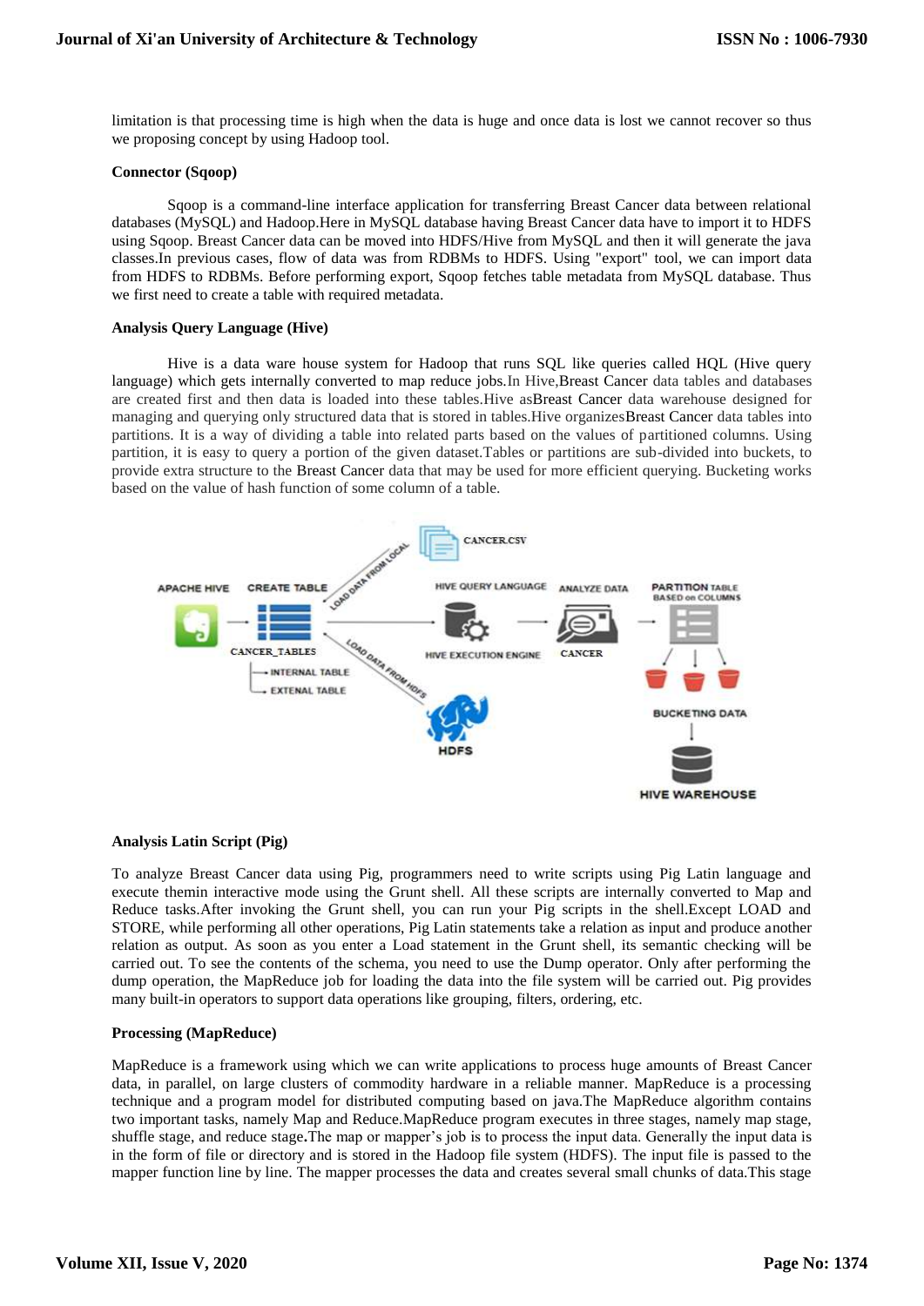limitation is that processing time is high when the data is huge and once data is lost we cannot recover so thus we proposing concept by using Hadoop tool.

**Connector (Sqoop)**

Sqoop is a command-line interface application for transferring Breast Cancer data between relational databases (MySQL) and Hadoop.Here in MySQL database having Breast Cancer data have to import it to HDFS using Sqoop. Breast Cancer data can be moved into HDFS/Hive from MySQL and then it will generate the java classes.In previous cases, flow of data was from RDBMs to HDFS. Using "export" tool, we can import data from HDFS to RDBMs. Before performing export, Sqoop fetches table metadata from MySQL database. Thus we first need to create a table with required metadata.

**Analysis Query Language (Hive)**

Hive is a data ware house system for Hadoop that runs SQL like queries called HQL (Hive query language) which gets internally converted to map reduce jobs.In Hive,Breast Cancer data tables and databases are created first and then data is loaded into these tables.Hive asBreast Cancer data warehouse designed for managing and querying only structured data that is stored in tables.Hive organizesBreast Cancer data tables into partitions. It is a way of dividing a table into related parts based on the values of partitioned columns. Using partition, it is easy to query a portion of the given dataset.Tables or partitions are sub-divided into buckets, to provide extra structure to the Breast Cancer data that may be used for more efficient querying. Bucketing works based on the value of hash function of some column of a table.

**Analysis Latin Script (Pig)**

To analyze Breast Cancer data using Pig, programmers need to write scripts using Pig Latin language and execute themin interactive mode using the Grunt shell. All these scripts are internally converted to Map and Reduce tasks.After invoking the Grunt shell, you can run your Pig scripts in the shell.Except LOAD and STORE, while performing all other operations, Pig Latin statements take a relation as input and produce another relation as output. As soon as you enter a Load statement in the Grunt shell, its semantic checking will be carried out. To see the contents of the schema, you need to use the Dump operator. Only after performing the dump operation, the MapReduce job for loading the data into the file system will be carried out. Pig provides many built-in operators to support data operations like grouping, filters, ordering, etc.

**Processing (MapReduce)**

MapReduce is a framework using which we can write applications to process huge amounts of Breast Cancer data, in parallel, on large clusters of commodity hardware in a reliable manner. MapReduce is a processing technique and a program model for distributed computing based on java.The MapReduce algorithm contains two important tasks, namely Map and Reduce.MapReduce program executes in three stages, namely map stage, shuffle stage, and reduce stage**.**The map or mapper's job is to process the input data. Generally the input data is in the form of file or directory and is stored in the Hadoop file system (HDFS). The input file is passed to the mapper function line by line. The mapper processes the data and creates several small chunks of data.This stage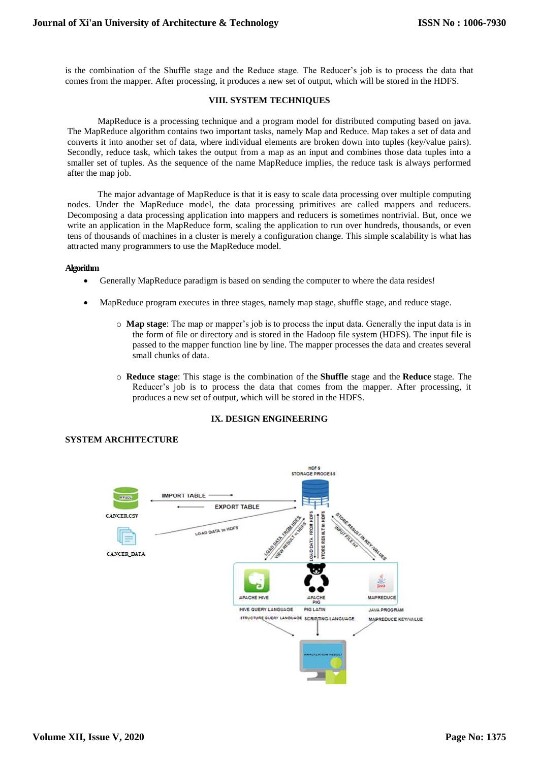is the combination of the Shuffle stage and the Reduce stage. The Reducer's job is to process the data that comes from the mapper. After processing, it produces a new set of output, which will be stored in the HDFS.

## VIII. SYSTEM TECHNIQUES

MapReduce is a processing technique and a program model for distributed computing based on java. The MapReduce algorithm contains two important tasks, namely Map and Reduce. Map takes a set of data and converts it into another set of data, where individual elements are broken down into tuples (key/value pairs). Secondly, reduce task, which takes the output from a map as an input and combines those data tuples into a smaller set of tuples. As the sequence of the name MapReduce implies, the reduce task is always performed after the map job.

The major advantage of MapReduce is that it is easy to scale data processing over multiple computing nodes. Under the MapReduce model, the data processing primitives are called mappers and reducers. Decomposing a data processing application into mappers and reducers is sometimes nontrivial. But, once we write an application in the MapReduce form, scaling the application to run over hundreds, thousands, or even tens of thousands of machines in a cluster is merely a configuration change. This simple scalability is what has attracted many programmers to use the MapReduce model.

**Algorithm**

- Generally MapReduce paradigm is based on sending the computer to where the data resides!
- MapReduce program executes in three stages, namely map stage, shuffle stage, and reduce stage.
  - **Map stage**: The map or mapper's job is to process the input data. Generally the input data is in the form of file or directory and is stored in the Hadoop file system (HDFS). The input file is passed to the mapper function line by line. The mapper processes the data and creates several small chunks of data.
  - **Reduce stage**: This stage is the combination of the **Shuffle** stage and the **Reduce** stage. The Reducer's job is to process the data that comes from the mapper. After processing, it produces a new set of output, which will be stored in the HDFS.

## IX. DESIGN ENGINEERING

### SYSTEM ARCHITECTURE

HDFS STORAGE PROCESS

IMPORT TABLE

EXPORT TABLE

CANCER.CSV

CANCER_DATA

LOAD DATA to HDFS

LOAD DATA FROM HDFS

VIEW RESULT in HDFS

LOAD DATA FROM HDFS

STORE RESULT in HDFS

STORE RESULT IN KEY VALUES

INPUT FILE.txt

APACHE HIVE

APACHE PIG

MAPREDUCE

HIVE QUERY LANGUAGE

STRUCTURE QUERY LANGUAGE

PIG LATIN

SCRIPTING LANGUAGE

JAVA PROGRAM

MAPREDUCE KEY/VALUE

ANALYZATION RESULT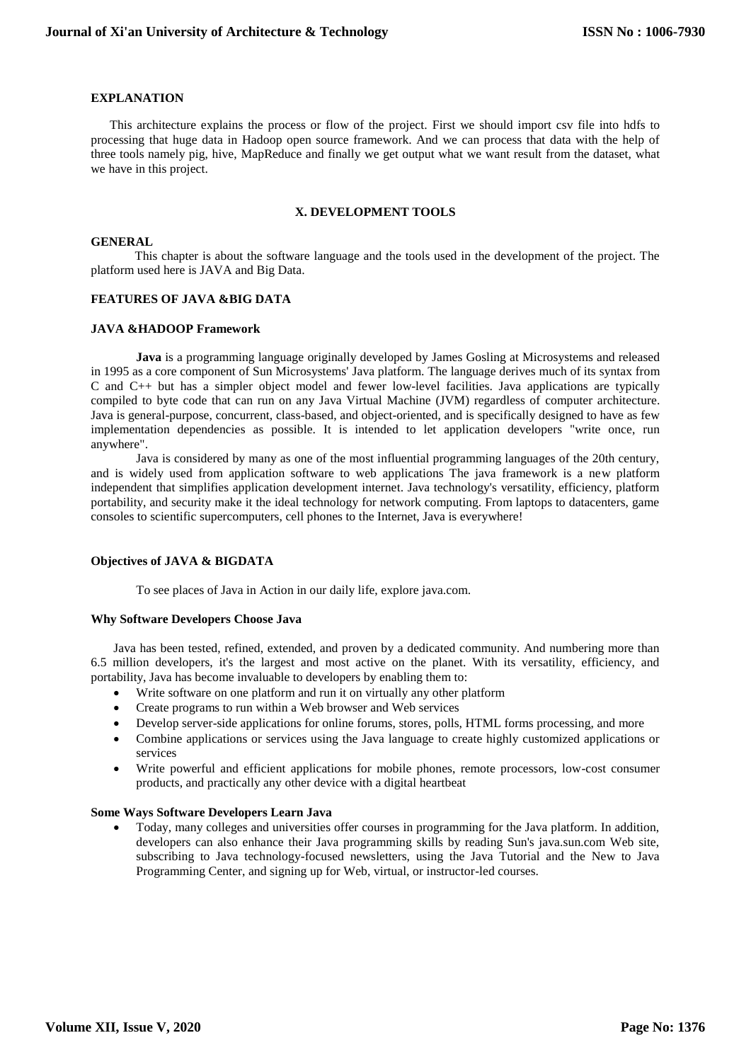**EXPLANATION**

This architecture explains the process or flow of the project. First we should import csv file into hdfs to processing that huge data in Hadoop open source framework. And we can process that data with the help of three tools namely pig, hive, MapReduce and finally we get output what we want result from the dataset, what we have in this project.

## X. DEVELOPMENT TOOLS

**GENERAL**

This chapter is about the software language and the tools used in the development of the project. The platform used here is JAVA and Big Data.

**FEATURES OF JAVA &BIG DATA**

**JAVA &HADOOP Framework**

**Java** is a programming language originally developed by James Gosling at Microsystems and released in 1995 as a core component of Sun Microsystems' Java platform. The language derives much of its syntax from C and C++ but has a simpler object model and fewer low-level facilities. Java applications are typically compiled to byte code that can run on any Java Virtual Machine (JVM) regardless of computer architecture. Java is general-purpose, concurrent, class-based, and object-oriented, and is specifically designed to have as few implementation dependencies as possible. It is intended to let application developers "write once, run anywhere".

Java is considered by many as one of the most influential programming languages of the 20th century, and is widely used from application software to web applications The java framework is a new platform independent that simplifies application development internet. Java technology's versatility, efficiency, platform portability, and security make it the ideal technology for network computing. From laptops to datacenters, game consoles to scientific supercomputers, cell phones to the Internet, Java is everywhere!

**Objectives of JAVA & BIGDATA**

To see places of Java in Action in our daily life, explore java.com.

**Why Software Developers Choose Java**

Java has been tested, refined, extended, and proven by a dedicated community. And numbering more than 6.5 million developers, it's the largest and most active on the planet. With its versatility, efficiency, and portability, Java has become invaluable to developers by enabling them to:

- Write software on one platform and run it on virtually any other platform
- Create programs to run within a Web browser and Web services
- Develop server-side applications for online forums, stores, polls, HTML forms processing, and more
- Combine applications or services using the Java language to create highly customized applications or services
- Write powerful and efficient applications for mobile phones, remote processors, low-cost consumer products, and practically any other device with a digital heartbeat

**Some Ways Software Developers Learn Java**

- Today, many colleges and universities offer courses in programming for the Java platform. In addition, developers can also enhance their Java programming skills by reading Sun's java.sun.com Web site, subscribing to Java technology-focused newsletters, using the Java Tutorial and the New to Java Programming Center, and signing up for Web, virtual, or instructor-led courses.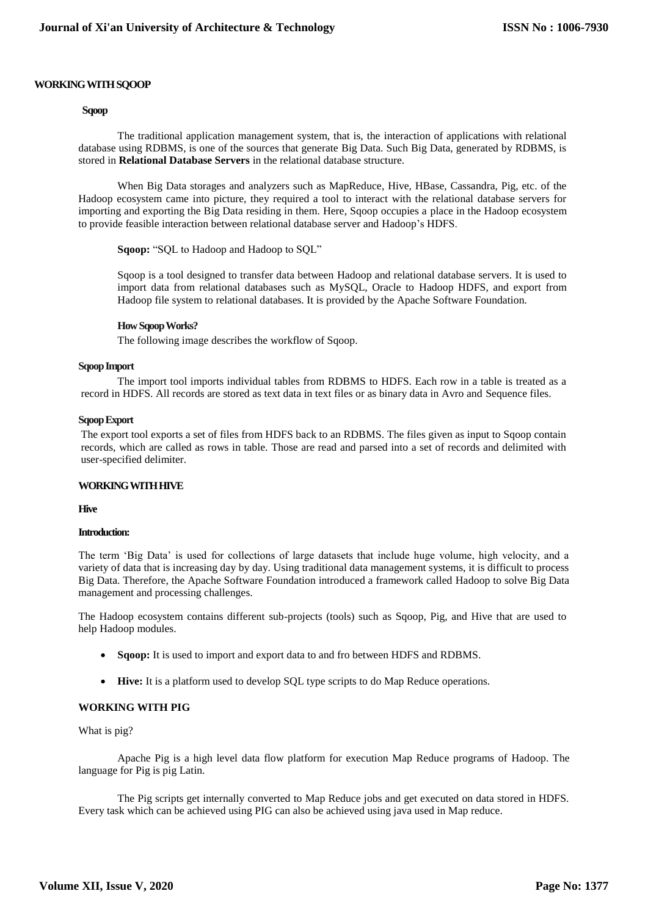## WORKING WITH SQOOP

### Sqoop

The traditional application management system, that is, the interaction of applications with relational database using RDBMS, is one of the sources that generate Big Data. Such Big Data, generated by RDBMS, is stored in **Relational Database Servers** in the relational database structure.

When Big Data storages and analyzers such as MapReduce, Hive, HBase, Cassandra, Pig, etc. of the Hadoop ecosystem came into picture, they required a tool to interact with the relational database servers for importing and exporting the Big Data residing in them. Here, Sqoop occupies a place in the Hadoop ecosystem to provide feasible interaction between relational database server and Hadoop's HDFS.

**Sqoop:** "SQL to Hadoop and Hadoop to SQL"

Sqoop is a tool designed to transfer data between Hadoop and relational database servers. It is used to import data from relational databases such as MySQL, Oracle to Hadoop HDFS, and export from Hadoop file system to relational databases. It is provided by the Apache Software Foundation.

#### How Sqoop Works?

The following image describes the workflow of Sqoop.

#### Sqoop Import

The import tool imports individual tables from RDBMS to HDFS. Each row in a table is treated as a record in HDFS. All records are stored as text data in text files or as binary data in Avro and Sequence files.

#### Sqoop Export

The export tool exports a set of files from HDFS back to an RDBMS. The files given as input to Sqoop contain records, which are called as rows in table. Those are read and parsed into a set of records and delimited with user-specified delimiter.

## WORKING WITH HIVE

### Hive

#### Introduction:

The term 'Big Data' is used for collections of large datasets that include huge volume, high velocity, and a variety of data that is increasing day by day. Using traditional data management systems, it is difficult to process Big Data. Therefore, the Apache Software Foundation introduced a framework called Hadoop to solve Big Data management and processing challenges.

The Hadoop ecosystem contains different sub-projects (tools) such as Sqoop, Pig, and Hive that are used to help Hadoop modules.

- **Sqoop:** It is used to import and export data to and fro between HDFS and RDBMS.
- **Hive:** It is a platform used to develop SQL type scripts to do Map Reduce operations.

## WORKING WITH PIG

What is pig?

Apache Pig is a high level data flow platform for execution Map Reduce programs of Hadoop. The language for Pig is pig Latin.

The Pig scripts get internally converted to Map Reduce jobs and get executed on data stored in HDFS. Every task which can be achieved using PIG can also be achieved using java used in Map reduce.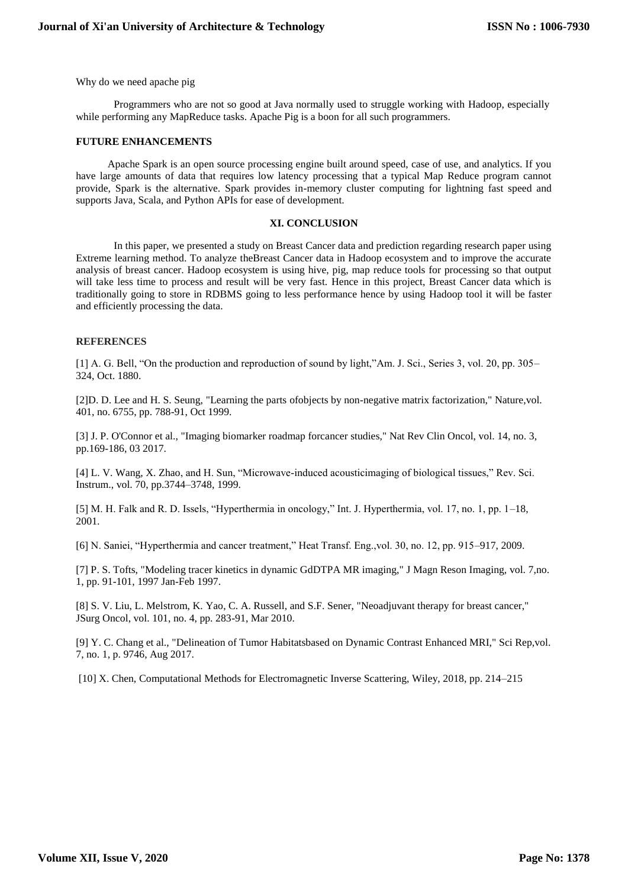Why do we need apache pig

Programmers who are not so good at Java normally used to struggle working with Hadoop, especially while performing any MapReduce tasks. Apache Pig is a boon for all such programmers.

**FUTURE ENHANCEMENTS**

Apache Spark is an open source processing engine built around speed, case of use, and analytics. If you have large amounts of data that requires low latency processing that a typical Map Reduce program cannot provide, Spark is the alternative. Spark provides in-memory cluster computing for lightning fast speed and supports Java, Scala, and Python APIs for ease of development.

## XI. CONCLUSION

In this paper, we presented a study on Breast Cancer data and prediction regarding research paper using Extreme learning method. To analyze theBreast Cancer data in Hadoop ecosystem and to improve the accurate analysis of breast cancer. Hadoop ecosystem is using hive, pig, map reduce tools for processing so that output will take less time to process and result will be very fast. Hence in this project, Breast Cancer data which is traditionally going to store in RDBMS going to less performance hence by using Hadoop tool it will be faster and efficiently processing the data.

## REFERENCES

[1] A. G. Bell, "On the production and reproduction of sound by light,"Am. J. Sci., Series 3, vol. 20, pp. 305–324, Oct. 1880.

[2]D. D. Lee and H. S. Seung, "Learning the parts ofobjects by non-negative matrix factorization," Nature,vol. 401, no. 6755, pp. 788-91, Oct 1999.

[3] J. P. O'Connor et al., "Imaging biomarker roadmap forcancer studies," Nat Rev Clin Oncol, vol. 14, no. 3, pp.169-186, 03 2017.

[4] L. V. Wang, X. Zhao, and H. Sun, "Microwave-induced acousticimaging of biological tissues," Rev. Sci. Instrum., vol. 70, pp.3744–3748, 1999.

[5] M. H. Falk and R. D. Issels, "Hyperthermia in oncology," Int. J. Hyperthermia, vol. 17, no. 1, pp. 1–18, 2001.

[6] N. Saniei, "Hyperthermia and cancer treatment," Heat Transf. Eng.,vol. 30, no. 12, pp. 915–917, 2009.

[7] P. S. Tofts, "Modeling tracer kinetics in dynamic GdDTPA MR imaging," J Magn Reson Imaging, vol. 7,no. 1, pp. 91-101, 1997 Jan-Feb 1997.

[8] S. V. Liu, L. Melstrom, K. Yao, C. A. Russell, and S.F. Sener, "Neoadjuvant therapy for breast cancer," JSurg Oncol, vol. 101, no. 4, pp. 283-91, Mar 2010.

[9] Y. C. Chang et al., "Delineation of Tumor Habitatsbased on Dynamic Contrast Enhanced MRI," Sci Rep,vol. 7, no. 1, p. 9746, Aug 2017.

[10] X. Chen, Computational Methods for Electromagnetic Inverse Scattering, Wiley, 2018, pp. 214–215